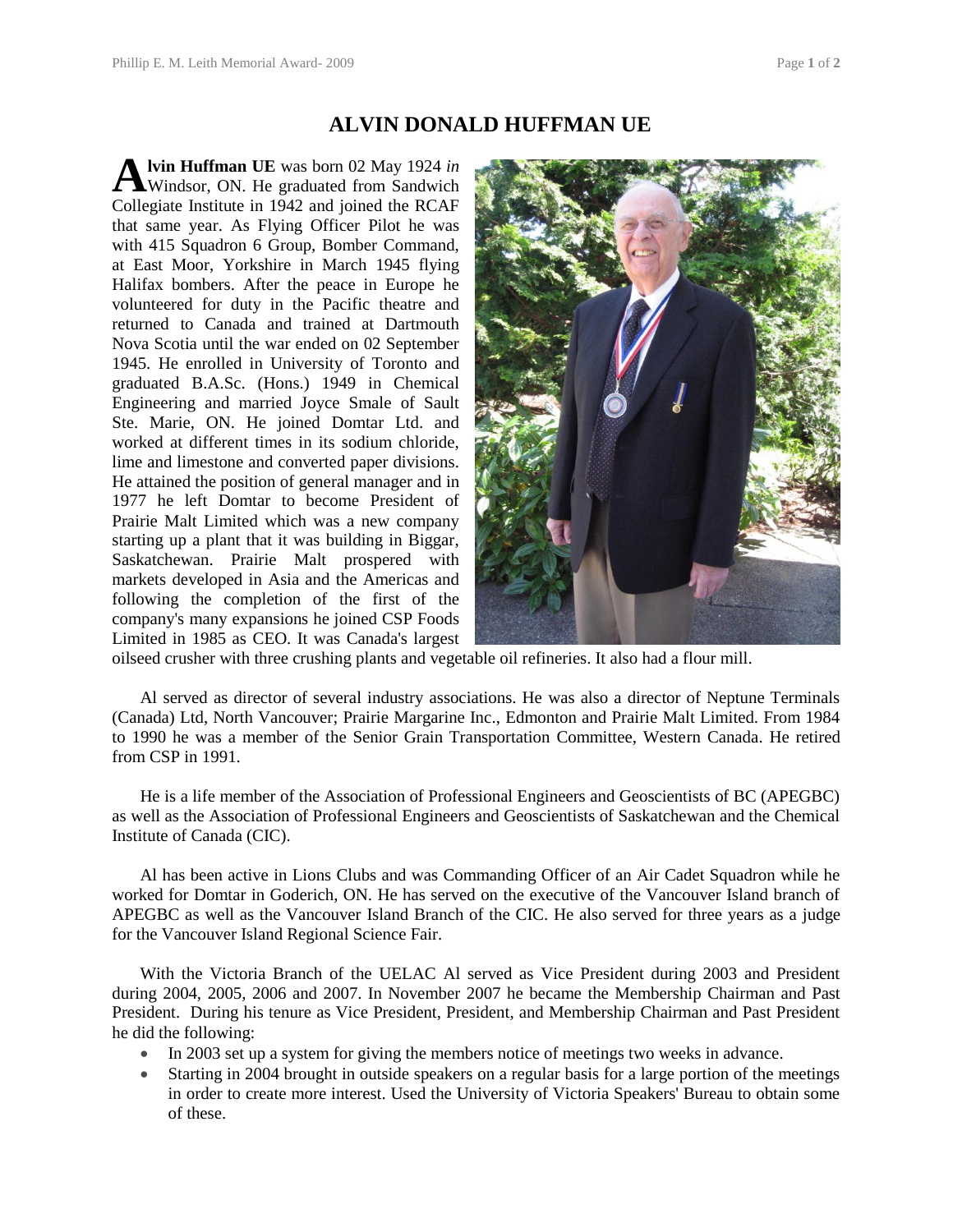# ALVIN DONALD HUFFMAN UE

**Alvin Huffman UE** was born 02 May 1924 *in* Windsor, ON. He graduated from Sandwich Collegiate Institute in 1942 and joined the RCAF that same year. As Flying Officer Pilot he was with 415 Squadron 6 Group, Bomber Command, at East Moor, Yorkshire in March 1945 flying Halifax bombers. After the peace in Europe he volunteered for duty in the Pacific theatre and returned to Canada and trained at Dartmouth Nova Scotia until the war ended on 02 September 1945. He enrolled in University of Toronto and graduated B.A.Sc. (Hons.) 1949 in Chemical Engineering and married Joyce Smale of Sault Ste. Marie, ON. He joined Domtar Ltd. and worked at different times in its sodium chloride, lime and limestone and converted paper divisions. He attained the position of general manager and in 1977 he left Domtar to become President of Prairie Malt Limited which was a new company starting up a plant that it was building in Biggar, Saskatchewan. Prairie Malt prospered with markets developed in Asia and the Americas and following the completion of the first of the company's many expansions he joined CSP Foods Limited in 1985 as CEO. It was Canada's largest oilseed crusher with three crushing plants and vegetable oil refineries. It also had a flour mill.

Al served as director of several industry associations. He was also a director of Neptune Terminals (Canada) Ltd, North Vancouver; Prairie Margarine Inc., Edmonton and Prairie Malt Limited. From 1984 to 1990 he was a member of the Senior Grain Transportation Committee, Western Canada. He retired from CSP in 1991.

He is a life member of the Association of Professional Engineers and Geoscientists of BC (APEGBC) as well as the Association of Professional Engineers and Geoscientists of Saskatchewan and the Chemical Institute of Canada (CIC).

Al has been active in Lions Clubs and was Commanding Officer of an Air Cadet Squadron while he worked for Domtar in Goderich, ON. He has served on the executive of the Vancouver Island branch of APEGBC as well as the Vancouver Island Branch of the CIC. He also served for three years as a judge for the Vancouver Island Regional Science Fair.

With the Victoria Branch of the UELAC Al served as Vice President during 2003 and President during 2004, 2005, 2006 and 2007. In November 2007 he became the Membership Chairman and Past President. During his tenure as Vice President, President, and Membership Chairman and Past President he did the following:

- In 2003 set up a system for giving the members notice of meetings two weeks in advance.
- Starting in 2004 brought in outside speakers on a regular basis for a large portion of the meetings in order to create more interest. Used the University of Victoria Speakers' Bureau to obtain some of these.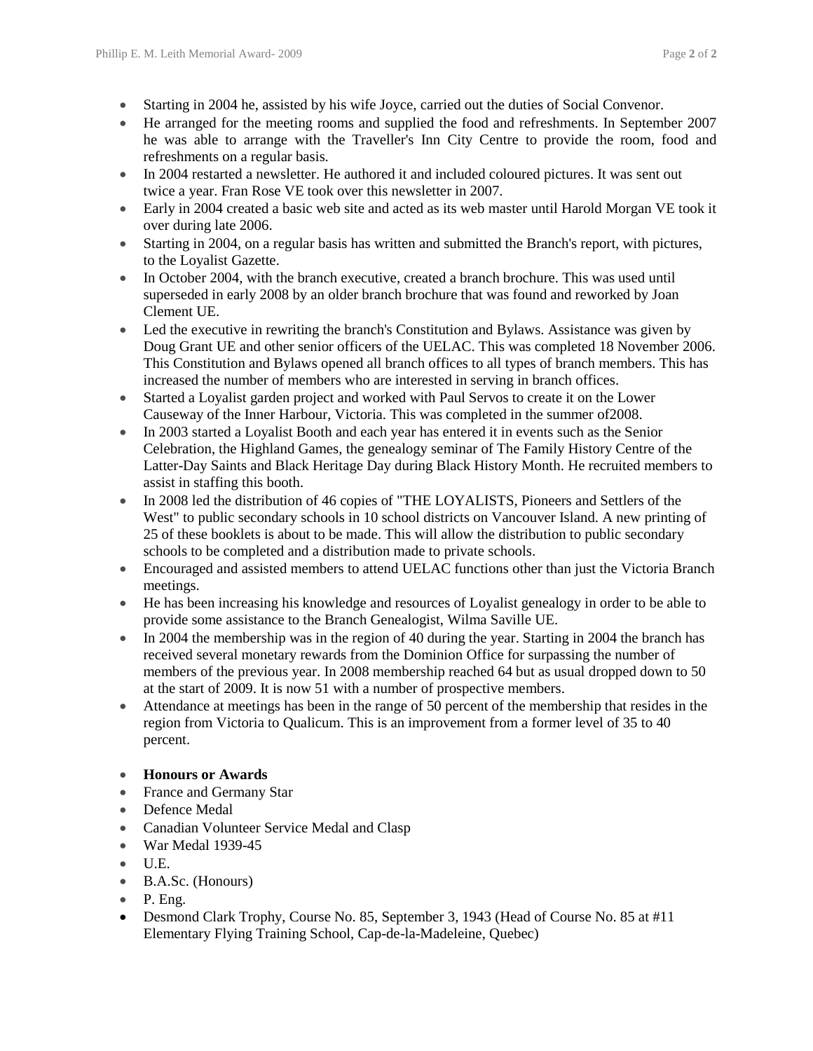- Starting in 2004 he, assisted by his wife Joyce, carried out the duties of Social Convenor.
- He arranged for the meeting rooms and supplied the food and refreshments. In September 2007 he was able to arrange with the Traveller's Inn City Centre to provide the room, food and refreshments on a regular basis.
- In 2004 restarted a newsletter. He authored it and included coloured pictures. It was sent out twice a year. Fran Rose VE took over this newsletter in 2007.
- Early in 2004 created a basic web site and acted as its web master until Harold Morgan VE took it over during late 2006.
- Starting in 2004, on a regular basis has written and submitted the Branch's report, with pictures, to the Loyalist Gazette.
- In October 2004, with the branch executive, created a branch brochure. This was used until superseded in early 2008 by an older branch brochure that was found and reworked by Joan Clement UE.
- Led the executive in rewriting the branch's Constitution and Bylaws. Assistance was given by Doug Grant UE and other senior officers of the UELAC. This was completed 18 November 2006. This Constitution and Bylaws opened all branch offices to all types of branch members. This has increased the number of members who are interested in serving in branch offices.
- Started a Loyalist garden project and worked with Paul Servos to create it on the Lower Causeway of the Inner Harbour, Victoria. This was completed in the summer of2008.
- In 2003 started a Loyalist Booth and each year has entered it in events such as the Senior Celebration, the Highland Games, the genealogy seminar of The Family History Centre of the Latter-Day Saints and Black Heritage Day during Black History Month. He recruited members to assist in staffing this booth.
- In 2008 led the distribution of 46 copies of "THE LOYALISTS, Pioneers and Settlers of the West" to public secondary schools in 10 school districts on Vancouver Island. A new printing of 25 of these booklets is about to be made. This will allow the distribution to public secondary schools to be completed and a distribution made to private schools.
- Encouraged and assisted members to attend UELAC functions other than just the Victoria Branch meetings.
- He has been increasing his knowledge and resources of Loyalist genealogy in order to be able to provide some assistance to the Branch Genealogist, Wilma Saville UE.
- In 2004 the membership was in the region of 40 during the year. Starting in 2004 the branch has received several monetary rewards from the Dominion Office for surpassing the number of members of the previous year. In 2008 membership reached 64 but as usual dropped down to 50 at the start of 2009. It is now 51 with a number of prospective members.
- Attendance at meetings has been in the range of 50 percent of the membership that resides in the region from Victoria to Qualicum. This is an improvement from a former level of 35 to 40 percent.

- **Honours or Awards**
- France and Germany Star
- Defence Medal
- Canadian Volunteer Service Medal and Clasp
- War Medal 1939-45
- U.E.
- B.A.Sc. (Honours)
- P. Eng.
- Desmond Clark Trophy, Course No. 85, September 3, 1943 (Head of Course No. 85 at #11 Elementary Flying Training School, Cap-de-la-Madeleine, Quebec)